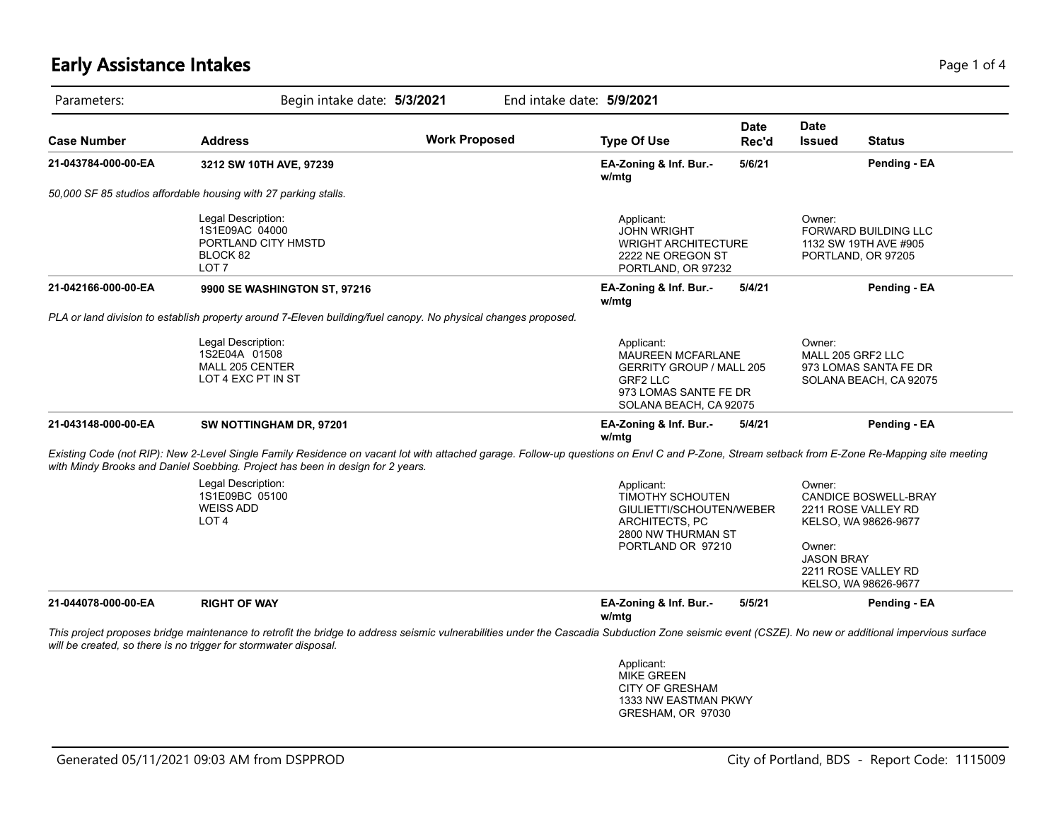# Early Assistance Intakes

Parameters: Begin intake date: **5/3/2021** End intake date: **5/9/2021**

| Case Number | Address | Work Proposed | Type Of Use | Date Rec'd | Date Issued | Status |
|---|---|---|---|---|---|---|
| **21-043784-000-00-EA** | **3212 SW 10TH AVE, 97239** | | **EA-Zoning & Inf. Bur.- w/mtg** | **5/6/21** | | **Pending - EA** |

*50,000 SF 85 studios affordable housing with 27 parking stalls.*

Legal Description:
1S1E09AC 04000
PORTLAND CITY HMSTD
BLOCK 82
LOT 7

Applicant:
JOHN WRIGHT
WRIGHT ARCHITECTURE
2222 NE OREGON ST
PORTLAND, OR 97232

Owner:
FORWARD BUILDING LLC
1132 SW 19TH AVE #905
PORTLAND, OR 97205

| Case Number | Address | Work Proposed | Type Of Use | Date Rec'd | Date Issued | Status |
|---|---|---|---|---|---|---|
| **21-042166-000-00-EA** | **9900 SE WASHINGTON ST, 97216** | | **EA-Zoning & Inf. Bur.- w/mtg** | **5/4/21** | | **Pending - EA** |

*PLA or land division to establish property around 7-Eleven building/fuel canopy. No physical changes proposed.*

Legal Description:
1S2E04A 01508
MALL 205 CENTER
LOT 4 EXC PT IN ST

Applicant:
MAUREEN MCFARLANE
GERRITY GROUP / MALL 205 GRF2 LLC
973 LOMAS SANTE FE DR
SOLANA BEACH, CA 92075

Owner:
MALL 205 GRF2 LLC
973 LOMAS SANTA FE DR
SOLANA BEACH, CA 92075

| Case Number | Address | Work Proposed | Type Of Use | Date Rec'd | Date Issued | Status |
|---|---|---|---|---|---|---|
| **21-043148-000-00-EA** | **SW NOTTINGHAM DR, 97201** | | **EA-Zoning & Inf. Bur.- w/mtg** | **5/4/21** | | **Pending - EA** |

*Existing Code (not RIP): New 2-Level Single Family Residence on vacant lot with attached garage. Follow-up questions on Envl C and P-Zone, Stream setback from E-Zone Re-Mapping site meeting with Mindy Brooks and Daniel Soebbing. Project has been in design for 2 years.*

Legal Description:
1S1E09BC 05100
WEISS ADD
LOT 4

Applicant:
TIMOTHY SCHOUTEN
GIULIETTI/SCHOUTEN/WEBER ARCHITECTS, PC
2800 NW THURMAN ST
PORTLAND OR 97210

Owner:
CANDICE BOSWELL-BRAY
2211 ROSE VALLEY RD
KELSO, WA 98626-9677

Owner:
JASON BRAY
2211 ROSE VALLEY RD
KELSO, WA 98626-9677

| Case Number | Address | Work Proposed | Type Of Use | Date Rec'd | Date Issued | Status |
|---|---|---|---|---|---|---|
| **21-044078-000-00-EA** | **RIGHT OF WAY** | | **EA-Zoning & Inf. Bur.- w/mtg** | **5/5/21** | | **Pending - EA** |

*This project proposes bridge maintenance to retrofit the bridge to address seismic vulnerabilities under the Cascadia Subduction Zone seismic event (CSZE). No new or additional impervious surface will be created, so there is no trigger for stormwater disposal.*

Applicant:
MIKE GREEN
CITY OF GRESHAM
1333 NW EASTMAN PKWY
GRESHAM, OR 97030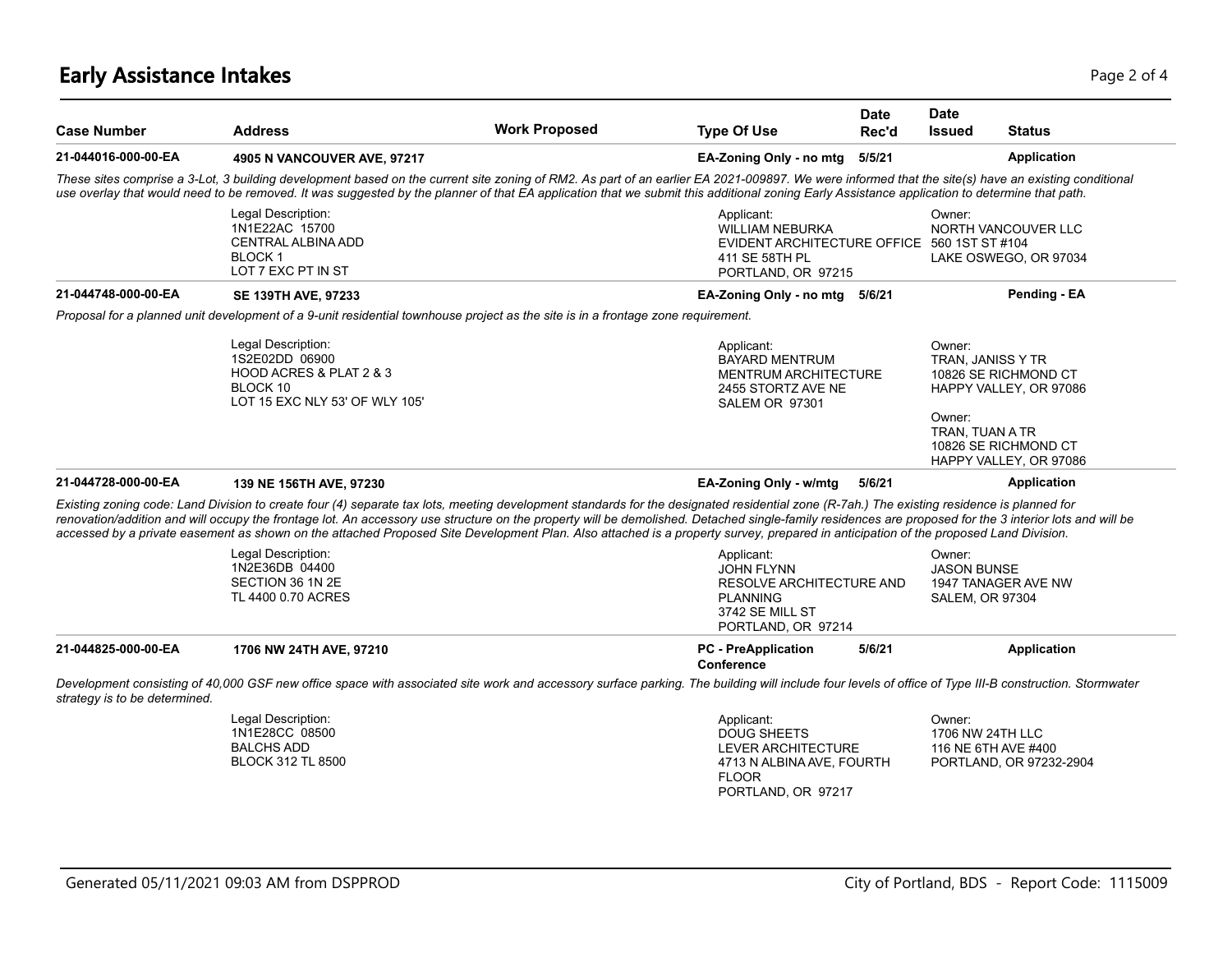# Early Assistance Intakes

| Case Number | Address | Work Proposed | Type Of Use | Date Rec'd | Date Issued | Status |
|---|---|---|---|---|---|---|
| 21-044016-000-00-EA | 4905 N VANCOUVER AVE, 97217 | | EA-Zoning Only - no mtg | 5/5/21 | | Application |

*These sites comprise a 3-Lot, 3 building development based on the current site zoning of RM2. As part of an earlier EA 2021-009897. We were informed that the site(s) have an existing conditional use overlay that would need to be removed. It was suggested by the planner of that EA application that we submit this additional zoning Early Assistance application to determine that path.*

Legal Description:
1N1E22AC 15700
CENTRAL ALBINA ADD
BLOCK 1
LOT 7 EXC PT IN ST

Applicant:
WILLIAM NEBURKA
EVIDENT ARCHITECTURE OFFICE
411 SE 58TH PL
PORTLAND, OR 97215

Owner:
NORTH VANCOUVER LLC
560 1ST ST #104
LAKE OSWEGO, OR 97034

| Case Number | Address | Work Proposed | Type Of Use | Date Rec'd | Date Issued | Status |
|---|---|---|---|---|---|---|
| 21-044748-000-00-EA | SE 139TH AVE, 97233 | | EA-Zoning Only - no mtg | 5/6/21 | | Pending - EA |

*Proposal for a planned unit development of a 9-unit residential townhouse project as the site is in a frontage zone requirement.*

Legal Description:
1S2E02DD 06900
HOOD ACRES & PLAT 2 & 3
BLOCK 10
LOT 15 EXC NLY 53' OF WLY 105'

Applicant:
BAYARD MENTRUM
MENTRUM ARCHITECTURE
2455 STORTZ AVE NE
SALEM OR 97301

Owner:
TRAN, JANISS Y TR
10826 SE RICHMOND CT
HAPPY VALLEY, OR 97086

Owner:
TRAN, TUAN A TR
10826 SE RICHMOND CT
HAPPY VALLEY, OR 97086

| Case Number | Address | Work Proposed | Type Of Use | Date Rec'd | Date Issued | Status |
|---|---|---|---|---|---|---|
| 21-044728-000-00-EA | 139 NE 156TH AVE, 97230 | | EA-Zoning Only - w/mtg | 5/6/21 | | Application |

*Existing zoning code: Land Division to create four (4) separate tax lots, meeting development standards for the designated residential zone (R-7ah.) The existing residence is planned for renovation/addition and will occupy the frontage lot. An accessory use structure on the property will be demolished. Detached single-family residences are proposed for the 3 interior lots and will be accessed by a private easement as shown on the attached Proposed Site Development Plan. Also attached is a property survey, prepared in anticipation of the proposed Land Division.*

Legal Description:
1N2E36DB 04400
SECTION 36 1N 2E
TL 4400 0.70 ACRES

Applicant:
JOHN FLYNN
RESOLVE ARCHITECTURE AND PLANNING
3742 SE MILL ST
PORTLAND, OR 97214

Owner:
JASON BUNSE
1947 TANAGER AVE NW
SALEM, OR 97304

| Case Number | Address | Work Proposed | Type Of Use | Date Rec'd | Date Issued | Status |
|---|---|---|---|---|---|---|
| 21-044825-000-00-EA | 1706 NW 24TH AVE, 97210 | | PC - PreApplication Conference | 5/6/21 | | Application |

*Development consisting of 40,000 GSF new office space with associated site work and accessory surface parking. The building will include four levels of office of Type III-B construction. Stormwater strategy is to be determined.*

Legal Description:
1N1E28CC 08500
BALCHS ADD
BLOCK 312 TL 8500

Applicant:
DOUG SHEETS
LEVER ARCHITECTURE
4713 N ALBINA AVE, FOURTH FLOOR
PORTLAND, OR 97217

Owner:
1706 NW 24TH LLC
116 NE 6TH AVE #400
PORTLAND, OR 97232-2904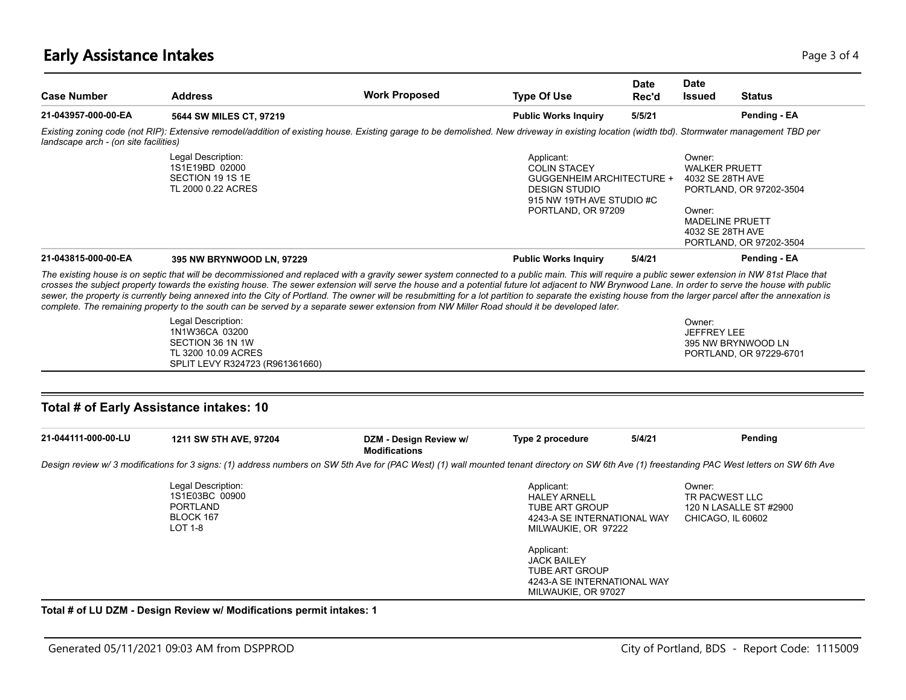## Early Assistance Intakes

| Case Number | Address | Work Proposed | Type Of Use | Date Rec'd | Date Issued | Status |
|---|---|---|---|---|---|---|
| **21-043957-000-00-EA** | **5644 SW MILES CT, 97219** | | **Public Works Inquiry** | **5/5/21** | | **Pending - EA** |

*Existing zoning code (not RIP): Extensive remodel/addition of existing house. Existing garage to be demolished. New driveway in existing location (width tbd). Stormwater management TBD per landscape arch - (on site facilities)*

Legal Description:
1S1E19BD 02000
SECTION 19 1S 1E
TL 2000 0.22 ACRES

Applicant:
COLIN STACEY
GUGGENHEIM ARCHITECTURE + DESIGN STUDIO
915 NW 19TH AVE STUDIO #C
PORTLAND, OR 97209

Owner:
WALKER PRUETT
4032 SE 28TH AVE
PORTLAND, OR 97202-3504

Owner:
MADELINE PRUETT
4032 SE 28TH AVE
PORTLAND, OR 97202-3504

| Case Number | Address | Work Proposed | Type Of Use | Date Rec'd | Date Issued | Status |
|---|---|---|---|---|---|---|
| **21-043815-000-00-EA** | **395 NW BRYNWOOD LN, 97229** | | **Public Works Inquiry** | **5/4/21** | | **Pending - EA** |

*The existing house is on septic that will be decommissioned and replaced with a gravity sewer system connected to a public main. This will require a public sewer extension in NW 81st Place that crosses the subject property towards the existing house. The sewer extension will serve the house and a potential future lot adjacent to NW Brynwood Lane. In order to serve the house with public sewer, the property is currently being annexed into the City of Portland. The owner will be resubmitting for a lot partition to separate the existing house from the larger parcel after the annexation is complete. The remaining property to the south can be served by a separate sewer extension from NW Miller Road should it be developed later.*

Legal Description:
1N1W36CA 03200
SECTION 36 1N 1W
TL 3200 10.09 ACRES
SPLIT LEVY R324723 (R961361660)

Owner:
JEFFREY LEE
395 NW BRYNWOOD LN
PORTLAND, OR 97229-6701

### Total # of Early Assistance intakes: 10

| Case Number | Address | Work Proposed | Type Of Use | Date Rec'd | Date Issued | Status |
|---|---|---|---|---|---|---|
| **21-044111-000-00-LU** | **1211 SW 5TH AVE, 97204** | **DZM - Design Review w/ Modifications** | **Type 2 procedure** | **5/4/21** | | **Pending** |

*Design review w/ 3 modifications for 3 signs: (1) address numbers on SW 5th Ave for (PAC West) (1) wall mounted tenant directory on SW 6th Ave (1) freestanding PAC West letters on SW 6th Ave*

Legal Description:
1S1E03BC 00900
PORTLAND
BLOCK 167
LOT 1-8

Applicant:
HALEY ARNELL
TUBE ART GROUP
4243-A SE INTERNATIONAL WAY
MILWAUKIE, OR 97222

Applicant:
JACK BAILEY
TUBE ART GROUP
4243-A SE INTERNATIONAL WAY
MILWAUKIE, OR 97027

Owner:
TR PACWEST LLC
120 N LASALLE ST #2900
CHICAGO, IL 60602

**Total # of LU DZM - Design Review w/ Modifications permit intakes: 1**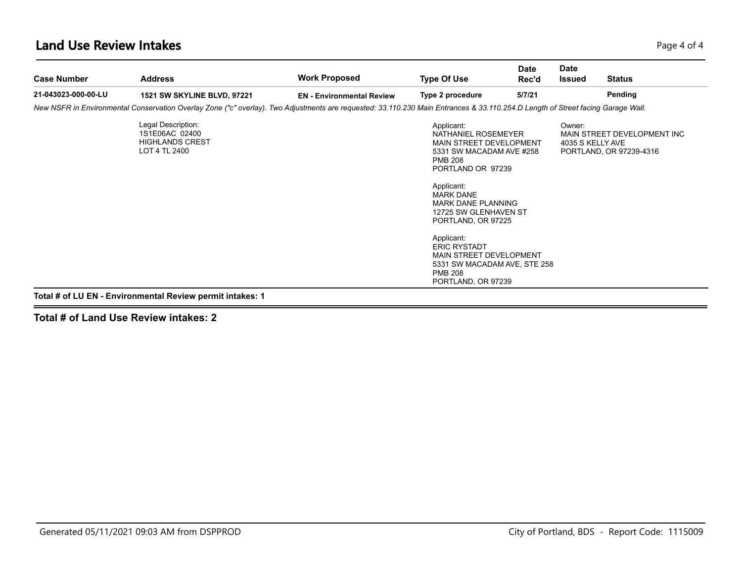# Land Use Review Intakes

| Case Number | Address | Work Proposed | Type Of Use | Date Rec'd | Date Issued | Status |
|---|---|---|---|---|---|---|
| **21-043023-000-00-LU** | **1521 SW SKYLINE BLVD, 97221** | **EN - Environmental Review** | **Type 2 procedure** | **5/7/21** | | **Pending** |

*New NSFR in Environmental Conservation Overlay Zone ("c" overlay). Two Adjustments are requested: 33.110.230 Main Entrances & 33.110.254.D Length of Street facing Garage Wall.*

Legal Description:
1S1E06AC 02400
HIGHLANDS CREST
LOT 4 TL 2400

Applicant:
NATHANIEL ROSEMEYER
MAIN STREET DEVELOPMENT
5331 SW MACADAM AVE #258
PMB 208
PORTLAND OR 97239

Applicant:
MARK DANE
MARK DANE PLANNING
12725 SW GLENHAVEN ST
PORTLAND, OR 97225

Applicant:
ERIC RYSTADT
MAIN STREET DEVELOPMENT
5331 SW MACADAM AVE, STE 258
PMB 208
PORTLAND, OR 97239

Owner:
MAIN STREET DEVELOPMENT INC
4035 S KELLY AVE
PORTLAND, OR 97239-4316

**Total # of LU EN - Environmental Review permit intakes: 1**

**Total # of Land Use Review intakes: 2**